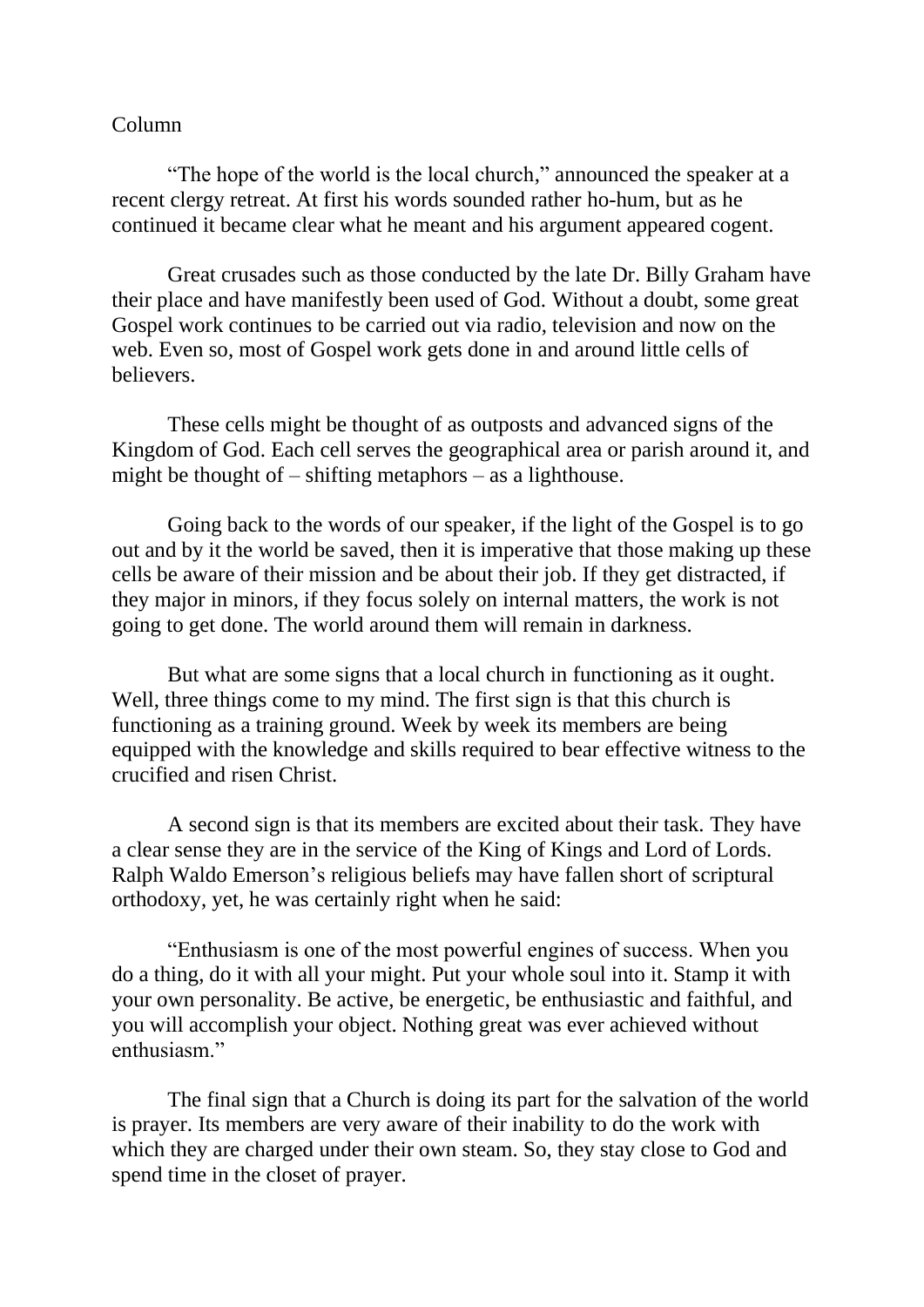Column

"The hope of the world is the local church," announced the speaker at a recent clergy retreat. At first his words sounded rather ho-hum, but as he continued it became clear what he meant and his argument appeared cogent.

Great crusades such as those conducted by the late Dr. Billy Graham have their place and have manifestly been used of God. Without a doubt, some great Gospel work continues to be carried out via radio, television and now on the web. Even so, most of Gospel work gets done in and around little cells of believers.

These cells might be thought of as outposts and advanced signs of the Kingdom of God. Each cell serves the geographical area or parish around it, and might be thought of – shifting metaphors – as a lighthouse.

Going back to the words of our speaker, if the light of the Gospel is to go out and by it the world be saved, then it is imperative that those making up these cells be aware of their mission and be about their job. If they get distracted, if they major in minors, if they focus solely on internal matters, the work is not going to get done. The world around them will remain in darkness.

But what are some signs that a local church in functioning as it ought. Well, three things come to my mind. The first sign is that this church is functioning as a training ground. Week by week its members are being equipped with the knowledge and skills required to bear effective witness to the crucified and risen Christ.

A second sign is that its members are excited about their task. They have a clear sense they are in the service of the King of Kings and Lord of Lords. Ralph Waldo Emerson's religious beliefs may have fallen short of scriptural orthodoxy, yet, he was certainly right when he said:

"Enthusiasm is one of the most powerful engines of success. When you do a thing, do it with all your might. Put your whole soul into it. Stamp it with your own personality. Be active, be energetic, be enthusiastic and faithful, and you will accomplish your object. Nothing great was ever achieved without enthusiasm."

The final sign that a Church is doing its part for the salvation of the world is prayer. Its members are very aware of their inability to do the work with which they are charged under their own steam. So, they stay close to God and spend time in the closet of prayer.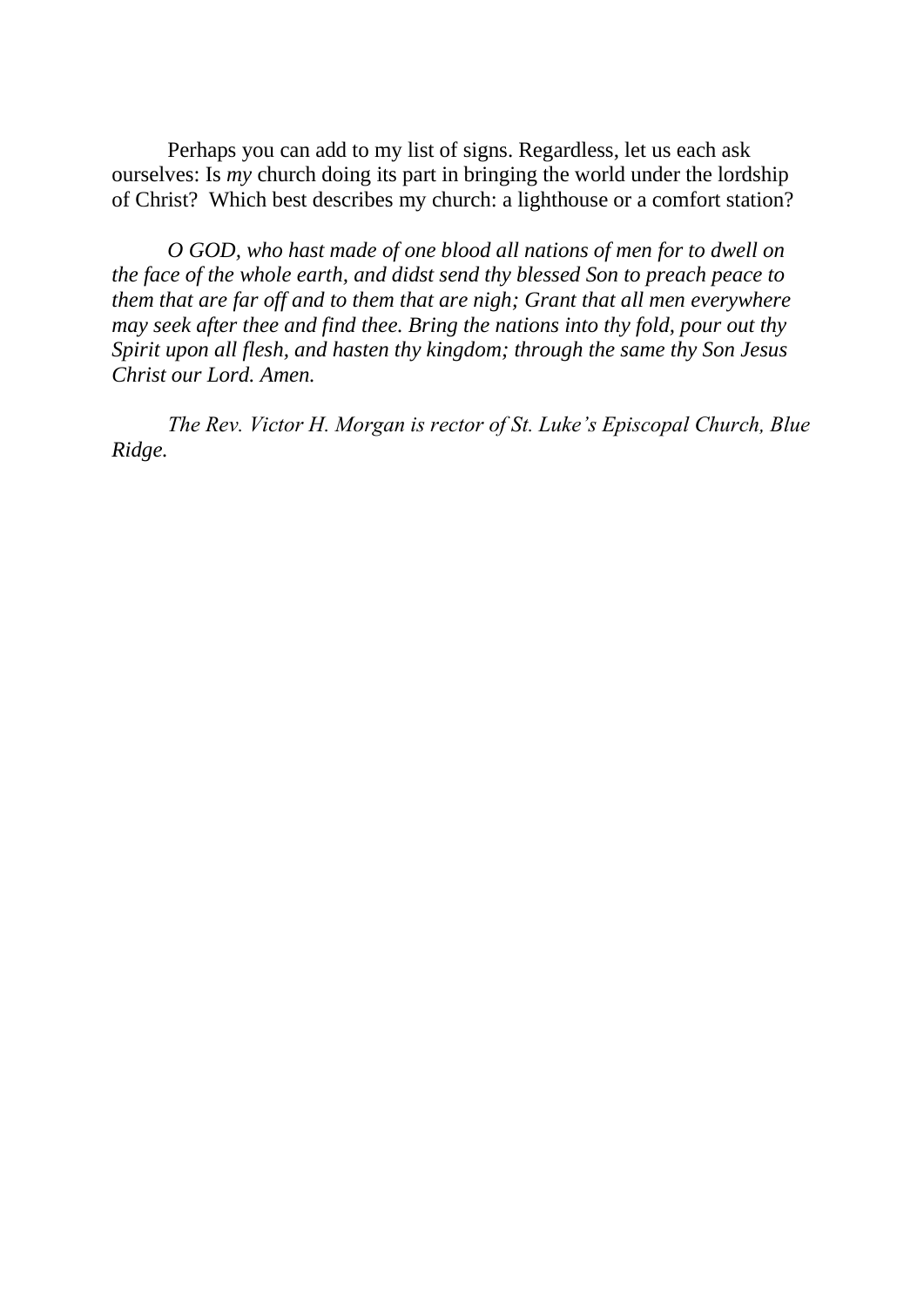Perhaps you can add to my list of signs. Regardless, let us each ask ourselves: Is *my* church doing its part in bringing the world under the lordship of Christ? Which best describes my church: a lighthouse or a comfort station?

*O GOD, who hast made of one blood all nations of men for to dwell on the face of the whole earth, and didst send thy blessed Son to preach peace to them that are far off and to them that are nigh; Grant that all men everywhere may seek after thee and find thee. Bring the nations into thy fold, pour out thy Spirit upon all flesh, and hasten thy kingdom; through the same thy Son Jesus Christ our Lord. Amen.*

*The Rev. Victor H. Morgan is rector of St. Luke's Episcopal Church, Blue Ridge.*